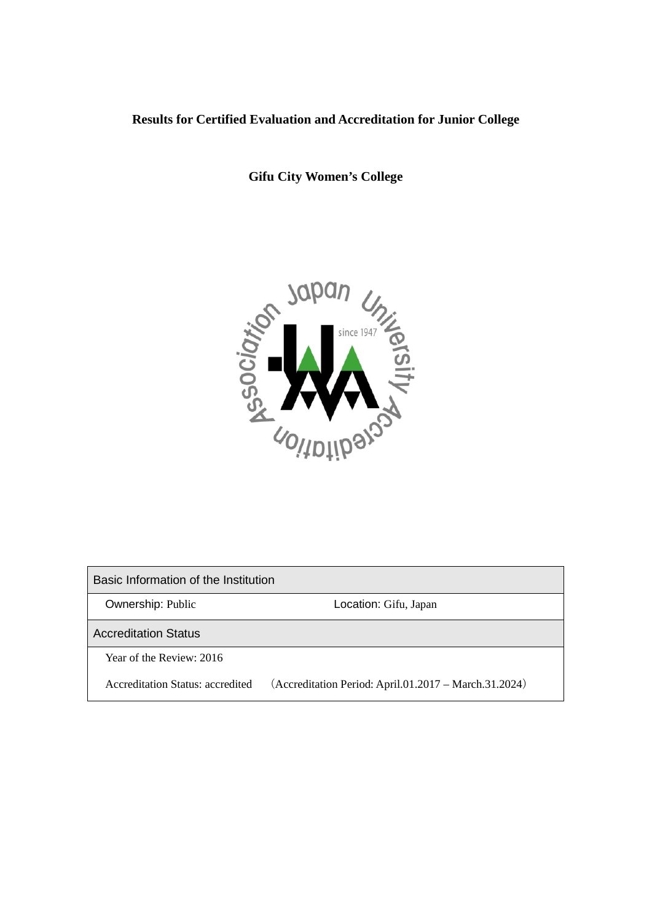# Results for Certified Evaluation and Accreditation for Junior College

## Gifu City Women's College

| Basic Information of the Institution | |
| --- | --- |
| Ownership: Public | Location: Gifu, Japan |
| **Accreditation Status** | |
| Year of the Review: 2016 | |
| Accreditation Status: accredited | （Accreditation Period: April.01.2017 – March.31.2024） |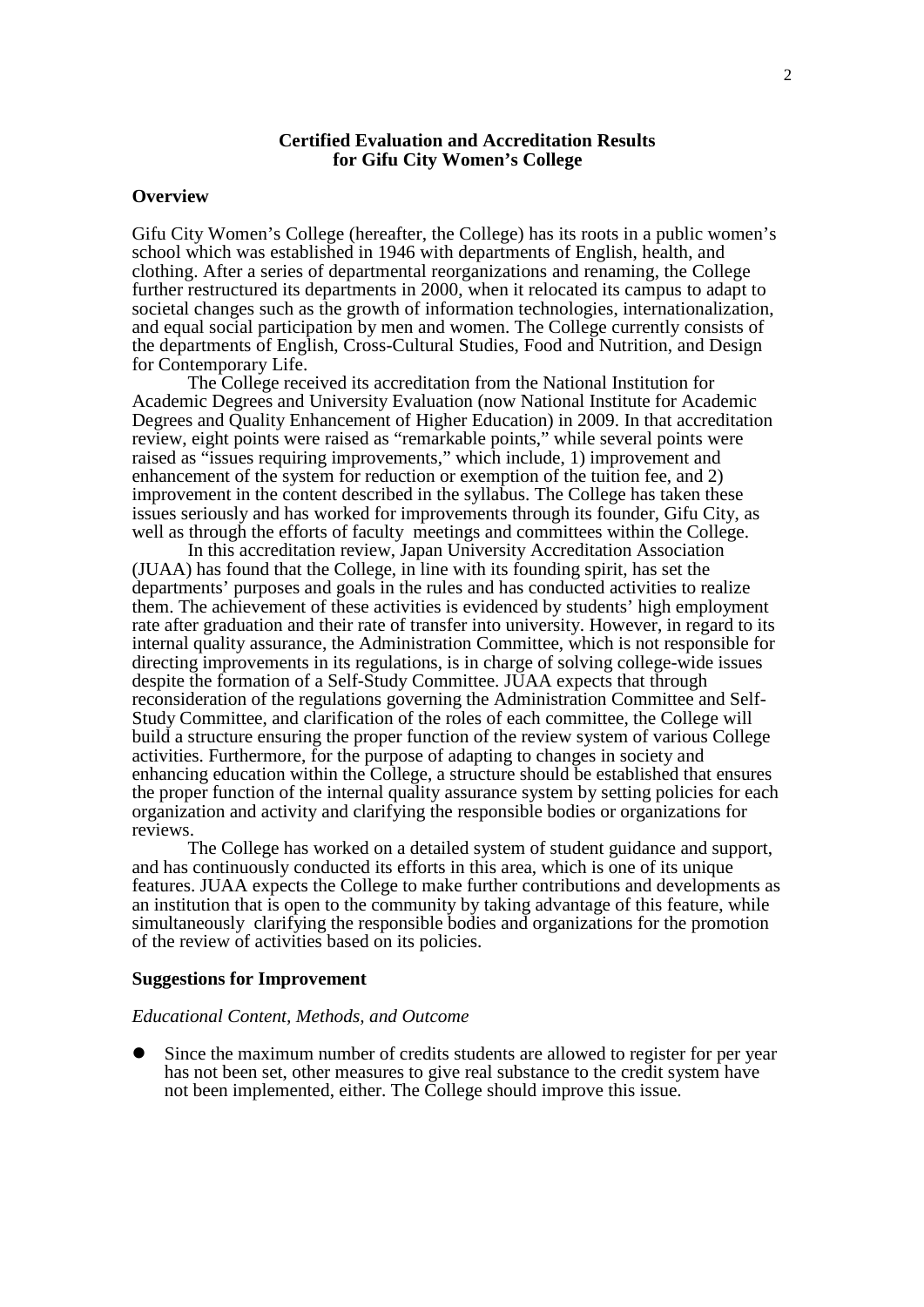**Certified Evaluation and Accreditation Results for Gifu City Women's College**

**Overview**

Gifu City Women's College (hereafter, the College) has its roots in a public women's school which was established in 1946 with departments of English, health, and clothing. After a series of departmental reorganizations and renaming, the College further restructured its departments in 2000, when it relocated its campus to adapt to societal changes such as the growth of information technologies, internationalization, and equal social participation by men and women. The College currently consists of the departments of English, Cross-Cultural Studies, Food and Nutrition, and Design for Contemporary Life.

The College received its accreditation from the National Institution for Academic Degrees and University Evaluation (now National Institute for Academic Degrees and Quality Enhancement of Higher Education) in 2009. In that accreditation review, eight points were raised as "remarkable points," while several points were raised as "issues requiring improvements," which include, 1) improvement and enhancement of the system for reduction or exemption of the tuition fee, and 2) improvement in the content described in the syllabus. The College has taken these issues seriously and has worked for improvements through its founder, Gifu City, as well as through the efforts of faculty meetings and committees within the College.

In this accreditation review, Japan University Accreditation Association (JUAA) has found that the College, in line with its founding spirit, has set the departments' purposes and goals in the rules and has conducted activities to realize them. The achievement of these activities is evidenced by students' high employment rate after graduation and their rate of transfer into university. However, in regard to its internal quality assurance, the Administration Committee, which is not responsible for directing improvements in its regulations, is in charge of solving college-wide issues despite the formation of a Self-Study Committee. JUAA expects that through reconsideration of the regulations governing the Administration Committee and Self-Study Committee, and clarification of the roles of each committee, the College will build a structure ensuring the proper function of the review system of various College activities. Furthermore, for the purpose of adapting to changes in society and enhancing education within the College, a structure should be established that ensures the proper function of the internal quality assurance system by setting policies for each organization and activity and clarifying the responsible bodies or organizations for reviews.

The College has worked on a detailed system of student guidance and support, and has continuously conducted its efforts in this area, which is one of its unique features. JUAA expects the College to make further contributions and developments as an institution that is open to the community by taking advantage of this feature, while simultaneously clarifying the responsible bodies and organizations for the promotion of the review of activities based on its policies.

**Suggestions for Improvement**

*Educational Content, Methods, and Outcome*

- Since the maximum number of credits students are allowed to register for per year has not been set, other measures to give real substance to the credit system have not been implemented, either. The College should improve this issue.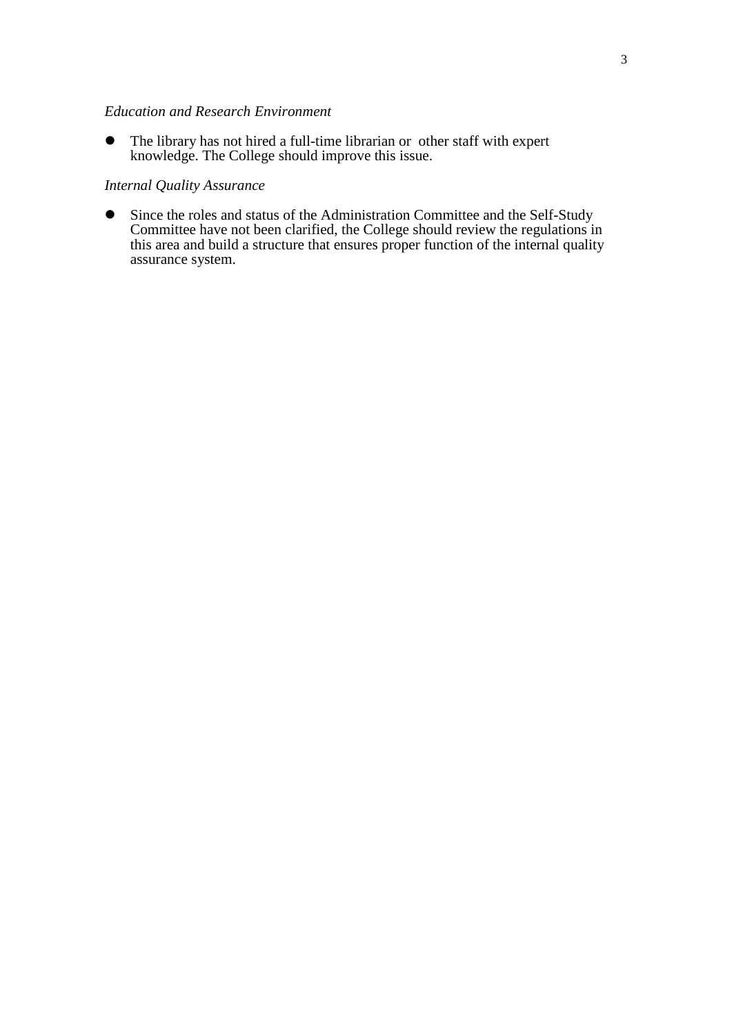*Education and Research Environment*

- The library has not hired a full-time librarian or other staff with expert knowledge. The College should improve this issue.

*Internal Quality Assurance*

- Since the roles and status of the Administration Committee and the Self-Study Committee have not been clarified, the College should review the regulations in this area and build a structure that ensures proper function of the internal quality assurance system.